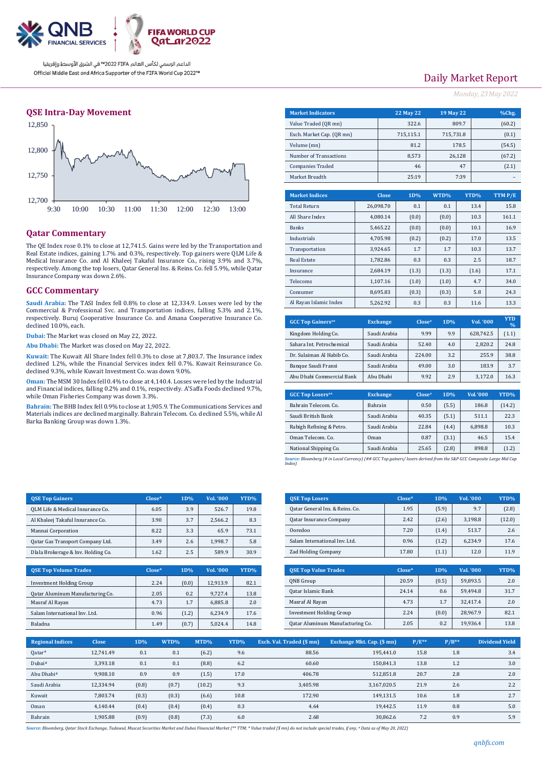QNB FINANCIAL SERVICES

FIFA WORLD CUP Qatar2022

الداعم الرسمي لكأس العالم FIFA 2022™ في الشرق الأوسط وإفريقيا

Official Middle East and Africa Supporter of the FIFA World Cup 2022™

# Daily Market Report

*Monday, 23 May 2022*

## QSE Intra-Day Movement

## Qatar Commentary

The QE Index rose 0.1% to close at 12,741.5. Gains were led by the Transportation and Real Estate indices, gaining 1.7% and 0.3%, respectively. Top gainers were QLM Life & Medical Insurance Co. and Al Khaleej Takaful Insurance Co., rising 3.9% and 3.7%, respectively. Among the top losers, Qatar General Ins. & Reins. Co. fell 5.9%, while Qatar Insurance Company was down 2.6%.

## GCC Commentary

**Saudi Arabia:** The TASI Index fell 0.8% to close at 12,334.9. Losses were led by the Commercial & Professional Svc. and Transportation indices, falling 5.3% and 2.1%, respectively. Buruj Cooperative Insurance Co. and Amana Cooperative Insurance Co. declined 10.0%, each.

**Dubai:** The Market was closed on May 22, 2022.

**Abu Dhabi:** The Market was closed on May 22, 2022.

**Kuwait:** The Kuwait All Share Index fell 0.3% to close at 7,803.7. The Insurance index declined 1.2%, while the Financial Services index fell 0.7%. Kuwait Reinsurance Co. declined 9.3%, while Kuwait Investment Co. was down 9.0%.

**Oman:** The MSM 30 Index fell 0.4% to close at 4,140.4. Losses were led by the Industrial and Financial indices, falling 0.2% and 0.1%, respectively. A'Saffa Foods declined 9.7%, while Oman Fisheries Company was down 3.3%.

**Bahrain:** The BHB Index fell 0.9% to close at 1,905.9. The Communications Services and Materials indices are declined marginally. Bahrain Telecom. Co. declined 5.5%, while Al Barka Banking Group was down 1.3%.

| Market Indicators | 22 May 22 | 19 May 22 | %Chg. |
|---|---|---|---|
| Value Traded (QR mn) | 322.6 | 809.7 | (60.2) |
| Exch. Market Cap. (QR mn) | 715,115.1 | 715,731.8 | (0.1) |
| Volume (mn) | 81.2 | 178.5 | (54.5) |
| Number of Transactions | 8,573 | 26,128 | (67.2) |
| Companies Traded | 46 | 47 | (2.1) |
| Market Breadth | 25:19 | 7:39 | – |

| Market Indices | Close | 1D% | WTD% | YTD% | TTM P/E |
|---|---|---|---|---|---|
| Total Return | 26,098.70 | 0.1 | 0.1 | 13.4 | 15.8 |
| All Share Index | 4,080.14 | (0.0) | (0.0) | 10.3 | 161.1 |
| Banks | 5,465.22 | (0.0) | (0.0) | 10.1 | 16.9 |
| Industrials | 4,705.98 | (0.2) | (0.2) | 17.0 | 13.5 |
| Transportation | 3,924.65 | 1.7 | 1.7 | 10.3 | 13.7 |
| Real Estate | 1,782.86 | 0.3 | 0.3 | 2.5 | 18.7 |
| Insurance | 2,684.19 | (1.3) | (1.3) | (1.6) | 17.1 |
| Telecoms | 1,107.16 | (1.0) | (1.0) | 4.7 | 34.0 |
| Consumer | 8,695.83 | (0.3) | (0.3) | 5.8 | 24.3 |
| Al Rayan Islamic Index | 5,262.92 | 0.3 | 0.3 | 11.6 | 13.3 |

| GCC Top Gainers## | Exchange | Close# | 1D% | Vol. '000 | YTD % |
|---|---|---|---|---|---|
| Kingdom Holding Co. | Saudi Arabia | 9.99 | 9.9 | 628,742.5 | (1.1) |
| Sahara Int. Petrochemical | Saudi Arabia | 52.40 | 4.0 | 2,820.2 | 24.8 |
| Dr. Sulaiman Al Habib Co. | Saudi Arabia | 224.00 | 3.2 | 255.9 | 38.8 |
| Banque Saudi Fransi | Saudi Arabia | 49.00 | 3.0 | 183.9 | 3.7 |
| Abu Dhabi Commercial Bank | Abu Dhabi | 9.92 | 2.9 | 3,172.0 | 16.3 |

| GCC Top Losers## | Exchange | Close# | 1D% | Vol. '000 | YTD% |
|---|---|---|---|---|---|
| Bahrain Telecom. Co. | Bahrain | 0.50 | (5.5) | 186.8 | (14.2) |
| Saudi British Bank | Saudi Arabia | 40.35 | (5.1) | 511.1 | 22.3 |
| Rabigh Refining & Petro. | Saudi Arabia | 22.84 | (4.4) | 6,898.8 | 10.3 |
| Oman Telecom. Co. | Oman | 0.87 | (3.1) | 46.5 | 15.4 |
| National Shipping Co. | Saudi Arabia | 25.65 | (2.8) | 898.8 | (1.2) |

*Source: Bloomberg (# in Local Currency) (## GCC Top gainers/ losers derived from the S&P GCC Composite Large Mid Cap Index)*

| QSE Top Gainers | Close* | 1D% | Vol. '000 | YTD% |
|---|---|---|---|---|
| QLM Life & Medical Insurance Co. | 6.05 | 3.9 | 526.7 | 19.8 |
| Al Khaleej Takaful Insurance Co. | 3.90 | 3.7 | 2,566.2 | 8.3 |
| Mannai Corporation | 8.22 | 3.3 | 65.9 | 73.1 |
| Qatar Gas Transport Company Ltd. | 3.49 | 2.6 | 1,998.7 | 5.8 |
| Dlala Brokerage & Inv. Holding Co. | 1.62 | 2.5 | 589.9 | 30.9 |

| QSE Top Losers | Close* | 1D% | Vol. '000 | YTD% |
|---|---|---|---|---|
| Qatar General Ins. & Reins. Co. | 1.95 | (5.9) | 9.7 | (2.8) |
| Qatar Insurance Company | 2.42 | (2.6) | 3,198.8 | (12.0) |
| Ooredoo | 7.20 | (1.4) | 513.7 | 2.6 |
| Salam International Inv. Ltd. | 0.96 | (1.2) | 6,234.9 | 17.6 |
| Zad Holding Company | 17.80 | (1.1) | 12.0 | 11.9 |

| QSE Top Volume Trades | Close* | 1D% | Vol. '000 | YTD% |
|---|---|---|---|---|
| Investment Holding Group | 2.24 | (0.0) | 12,913.9 | 82.1 |
| Qatar Aluminum Manufacturing Co. | 2.05 | 0.2 | 9,727.4 | 13.8 |
| Masraf Al Rayan | 4.73 | 1.7 | 6,885.8 | 2.0 |
| Salam International Inv. Ltd. | 0.96 | (1.2) | 6,234.9 | 17.6 |
| Baladna | 1.49 | (0.7) | 5,024.4 | 14.8 |

| QSE Top Value Trades | Close* | 1D% | Val. '000 | YTD% |
|---|---|---|---|---|
| QNB Group | 20.59 | (0.5) | 59,893.5 | 2.0 |
| Qatar Islamic Bank | 24.14 | 0.6 | 59,494.8 | 31.7 |
| Masraf Al Rayan | 4.73 | 1.7 | 32,417.4 | 2.0 |
| Investment Holding Group | 2.24 | (0.0) | 28,967.9 | 82.1 |
| Qatar Aluminum Manufacturing Co. | 2.05 | 0.2 | 19,936.4 | 13.8 |

| Regional Indices | Close | 1D% | WTD% | MTD% | YTD% | Exch. Val. Traded ($ mn) | Exchange Mkt. Cap. ($ mn) | P/E** | P/B** | Dividend Yield |
|---|---|---|---|---|---|---|---|---|---|---|
| Qatar* | 12,741.49 | 0.1 | 0.1 | (6.2) | 9.6 | 88.56 | 195,441.0 | 15.8 | 1.8 | 3.4 |
| Dubai# | 3,393.18 | 0.1 | 0.1 | (8.8) | 6.2 | 60.60 | 150,841.3 | 13.8 | 1.2 | 3.0 |
| Abu Dhabi# | 9,908.10 | 0.9 | 0.9 | (1.5) | 17.0 | 406.78 | 512,851.8 | 20.7 | 2.8 | 2.0 |
| Saudi Arabia | 12,334.94 | (0.8) | (0.7) | (10.2) | 9.3 | 3,405.98 | 3,167,020.5 | 21.9 | 2.6 | 2.2 |
| Kuwait | 7,803.74 | (0.3) | (0.3) | (6.6) | 10.8 | 172.90 | 149,131.5 | 10.6 | 1.8 | 2.7 |
| Oman | 4,140.44 | (0.4) | (0.4) | (0.4) | 0.3 | 4.64 | 19,442.5 | 11.9 | 0.8 | 5.0 |
| Bahrain | 1,905.88 | (0.9) | (0.8) | (7.3) | 6.0 | 2.68 | 30,862.6 | 7.2 | 0.9 | 5.9 |

*Source: Bloomberg, Qatar Stock Exchange, Tadawul, Muscat Securities Market and Dubai Financial Market (** TTM; * Value traded ($ mn) do not include special trades, if any, # Data as of May 20, 2022)*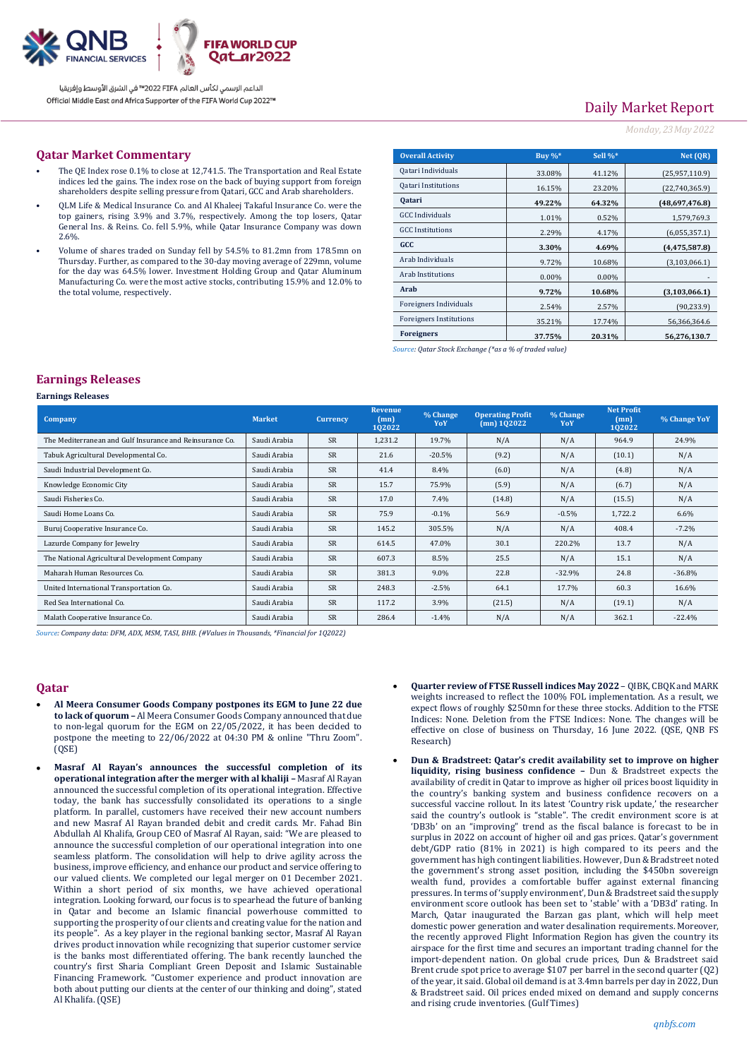# Daily Market Report

*Monday, 23 May 2022*

## Qatar Market Commentary

- The QE Index rose 0.1% to close at 12,741.5. The Transportation and Real Estate indices led the gains. The index rose on the back of buying support from foreign shareholders despite selling pressure from Qatari, GCC and Arab shareholders.
- QLM Life & Medical Insurance Co. and Al Khaleej Takaful Insurance Co. were the top gainers, rising 3.9% and 3.7%, respectively. Among the top losers, Qatar General Ins. & Reins. Co. fell 5.9%, while Qatar Insurance Company was down 2.6%.
- Volume of shares traded on Sunday fell by 54.5% to 81.2mn from 178.5mn on Thursday. Further, as compared to the 30-day moving average of 229mn, volume for the day was 64.5% lower. Investment Holding Group and Qatar Aluminum Manufacturing Co. were the most active stocks, contributing 15.9% and 12.0% to the total volume, respectively.

| Overall Activity | Buy %* | Sell %* | Net (QR) |
|---|---|---|---|
| Qatari Individuals | 33.08% | 41.12% | (25,957,110.9) |
| Qatari Institutions | 16.15% | 23.20% | (22,740,365.9) |
| **Qatari** | **49.22%** | **64.32%** | **(48,697,476.8)** |
| GCC Individuals | 1.01% | 0.52% | 1,579,769.3 |
| GCC Institutions | 2.29% | 4.17% | (6,055,357.1) |
| **GCC** | **3.30%** | **4.69%** | **(4,475,587.8)** |
| Arab Individuals | 9.72% | 10.68% | (3,103,066.1) |
| Arab Institutions | 0.00% | 0.00% | - |
| **Arab** | **9.72%** | **10.68%** | **(3,103,066.1)** |
| Foreigners Individuals | 2.54% | 2.57% | (90,233.9) |
| Foreigners Institutions | 35.21% | 17.74% | 56,366,364.6 |
| **Foreigners** | **37.75%** | **20.31%** | **56,276,130.7** |

*Source: Qatar Stock Exchange (\*as a % of traded value)*

## Earnings Releases

**Earnings Releases**

| Company | Market | Currency | Revenue (mn) 1Q2022 | % Change YoY | Operating Profit (mn) 1Q2022 | % Change YoY | Net Profit (mn) 1Q2022 | % Change YoY |
|---|---|---|---|---|---|---|---|---|
| The Mediterranean and Gulf Insurance and Reinsurance Co. | Saudi Arabia | SR | 1,231.2 | 19.7% | N/A | N/A | 964.9 | 24.9% |
| Tabuk Agricultural Developmental Co. | Saudi Arabia | SR | 21.6 | -20.5% | (9.2) | N/A | (10.1) | N/A |
| Saudi Industrial Development Co. | Saudi Arabia | SR | 41.4 | 8.4% | (6.0) | N/A | (4.8) | N/A |
| Knowledge Economic City | Saudi Arabia | SR | 15.7 | 75.9% | (5.9) | N/A | (6.7) | N/A |
| Saudi Fisheries Co. | Saudi Arabia | SR | 17.0 | 7.4% | (14.8) | N/A | (15.5) | N/A |
| Saudi Home Loans Co. | Saudi Arabia | SR | 75.9 | -0.1% | 56.9 | -0.5% | 1,722.2 | 6.6% |
| Buruj Cooperative Insurance Co. | Saudi Arabia | SR | 145.2 | 305.5% | N/A | N/A | 408.4 | -7.2% |
| Lazurde Company for Jewelry | Saudi Arabia | SR | 614.5 | 47.0% | 30.1 | 220.2% | 13.7 | N/A |
| The National Agricultural Development Company | Saudi Arabia | SR | 607.3 | 8.5% | 25.5 | N/A | 15.1 | N/A |
| Maharah Human Resources Co. | Saudi Arabia | SR | 381.3 | 9.0% | 22.8 | -32.9% | 24.8 | -36.8% |
| United International Transportation Co. | Saudi Arabia | SR | 248.3 | -2.5% | 64.1 | 17.7% | 60.3 | 16.6% |
| Red Sea International Co. | Saudi Arabia | SR | 117.2 | 3.9% | (21.5) | N/A | (19.1) | N/A |
| Malath Cooperative Insurance Co. | Saudi Arabia | SR | 286.4 | -1.4% | N/A | N/A | 362.1 | -22.4% |

*Source: Company data: DFM, ADX, MSM, TASI, BHB. (#Values in Thousands, \*Financial for 1Q2022)*

## Qatar

- **Al Meera Consumer Goods Company postpones its EGM to June 22 due to lack of quorum –** Al Meera Consumer Goods Company announced that due to non-legal quorum for the EGM on 22/05/2022, it has been decided to postpone the meeting to 22/06/2022 at 04:30 PM & online "Thru Zoom". (QSE)
- **Masraf Al Rayan's announces the successful completion of its operational integration after the merger with al khaliji –** Masraf Al Rayan announced the successful completion of its operational integration. Effective today, the bank has successfully consolidated its operations to a single platform. In parallel, customers have received their new account numbers and new Masraf Al Rayan branded debit and credit cards. Mr. Fahad Bin Abdullah Al Khalifa, Group CEO of Masraf Al Rayan, said: "We are pleased to announce the successful completion of our operational integration into one seamless platform. The consolidation will help to drive agility across the business, improve efficiency, and enhance our product and service offering to our valued clients. We completed our legal merger on 01 December 2021. Within a short period of six months, we have achieved operational integration. Looking forward, our focus is to spearhead the future of banking in Qatar and become an Islamic financial powerhouse committed to supporting the prosperity of our clients and creating value for the nation and its people". As a key player in the regional banking sector, Masraf Al Rayan drives product innovation while recognizing that superior customer service is the banks most differentiated offering. The bank recently launched the country's first Sharia Compliant Green Deposit and Islamic Sustainable Financing Framework. "Customer experience and product innovation are both about putting our clients at the center of our thinking and doing", stated Al Khalifa. (QSE)
- **Quarter review of FTSE Russell indices May 2022** – QIBK, CBQK and MARK weights increased to reflect the 100% FOL implementation. As a result, we expect flows of roughly $250mn for these three stocks. Addition to the FTSE Indices: None. Deletion from the FTSE Indices: None. The changes will be effective on close of business on Thursday, 16 June 2022. (QSE, QNB FS Research)
- **Dun & Bradstreet: Qatar's credit availability set to improve on higher liquidity, rising business confidence –** Dun & Bradstreet expects the availability of credit in Qatar to improve as higher oil prices boost liquidity in the country's banking system and business confidence recovers on a successful vaccine rollout. In its latest 'Country risk update,' the researcher said the country's outlook is "stable". The credit environment score is at 'DB3b' on an "improving" trend as the fiscal balance is forecast to be in surplus in 2022 on account of higher oil and gas prices. Qatar's government debt/GDP ratio (81% in 2021) is high compared to its peers and the government has high contingent liabilities. However, Dun & Bradstreet noted the government's strong asset position, including the $450bn sovereign wealth fund, provides a comfortable buffer against external financing pressures. In terms of 'supply environment', Dun & Bradstreet said the supply environment score outlook has been set to 'stable' with a 'DB3d' rating. In March, Qatar inaugurated the Barzan gas plant, which will help meet domestic power generation and water desalination requirements. Moreover, the recently approved Flight Information Region has given the country its airspace for the first time and secures an important trading channel for the import-dependent nation. On global crude prices, Dun & Bradstreet said Brent crude spot price to average $107 per barrel in the second quarter (Q2) of the year, it said. Global oil demand is at 3.4mn barrels per day in 2022, Dun & Bradstreet said. Oil prices ended mixed on demand and supply concerns and rising crude inventories. (Gulf Times)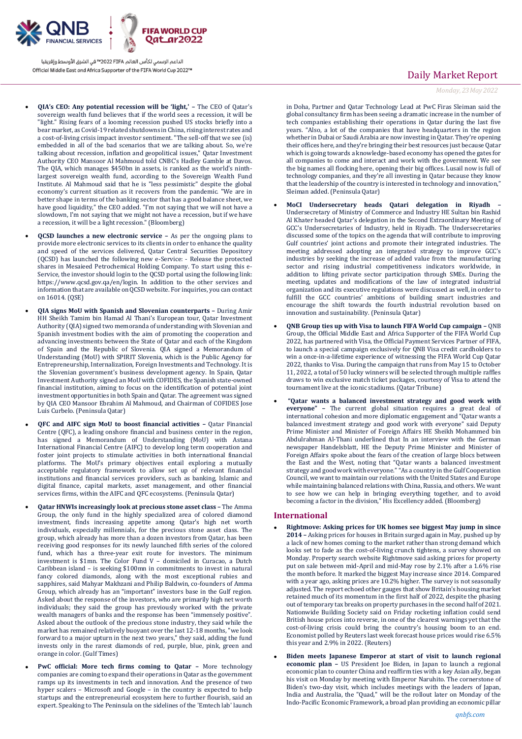- **QIA's CEO: Any potential recession will be 'light,' –** The CEO of Qatar's sovereign wealth fund believes that if the world sees a recession, it will be "light." Rising fears of a looming recession pushed US stocks briefly into a bear market, as Covid-19 related shutdowns in China, rising interest rates and a cost-of-living crisis impact investor sentiment. "The sell-off that we see (is) embedded in all of the bad scenarios that we are talking about. So, we're talking about recession, inflation and geopolitical issues," Qatar Investment Authority CEO Mansoor Al Mahmoud told CNBC's Hadley Gamble at Davos. The QIA, which manages $450bn in assets, is ranked as the world's ninth-largest sovereign wealth fund, according to the Sovereign Wealth Fund Institute. Al Mahmoud said that he is "less pessimistic" despite the global economy's current situation as it recovers from the pandemic. "We are in better shape in terms of the banking sector that has a good balance sheet, we have good liquidity," the CEO added. "I'm not saying that we will not have a slowdown, I'm not saying that we might not have a recession, but if we have a recession, it will be a light recession." (Bloomberg)

- **QCSD launches a new electronic service –** As per the ongoing plans to provide more electronic services to its clients in order to enhance the quality and speed of the services delivered, Qatar Central Securities Depository (QCSD) has launched the following new e-Service: - Release the protected shares in Mesaieed Petrochemical Holding Company. To start using this e-Service, the investor should login to the QCSD portal using the following link: https://www.qcsd.gov.qa/en/login. In addition to the other services and information that are available on QCSD website. For inquiries, you can contact on 16014. (QSE)

- **QIA signs MoU with Spanish and Slovenian counterparts –** During Amir HH Sheikh Tamim bin Hamad Al Thani's European tour, Qatar Investment Authority (QIA) signed two memoranda of understanding with Slovenian and Spanish investment bodies with the aim of promoting the cooperation and advancing investments between the State of Qatar and each of the Kingdom of Spain and the Republic of Slovenia. QIA signed a Memorandum of Understanding (MoU) with SPIRIT Slovenia, which is the Public Agency for Entrepreneurship, Internalization, Foreign Investments and Technology. It is the Slovenian government's business development agency. In Spain, Qatar Investment Authority signed an MoU with COFIDES, the Spanish state-owned financial institution, aiming to focus on the identification of potential joint investment opportunities in both Spain and Qatar. The agreement was signed by QIA CEO Mansoor Ebrahim Al Mahmoud, and Chairman of COFIDES Jose Luis Curbelo. (Peninsula Qatar)

- **QFC and AIFC sign MoU to boost financial activities –** Qatar Financial Centre (QFC), a leading onshore financial and business center in the region, has signed a Memorandum of Understanding (MoU) with Astana International Financial Centre (AIFC) to develop long term cooperation and foster joint projects to stimulate activities in both international financial platforms. The MoU's primary objectives entail exploring a mutually acceptable regulatory framework to allow set up of relevant financial institutions and financial services providers, such as banking, Islamic and digital finance, capital markets, asset management, and other financial services firms, within the AIFC and QFC ecosystems. (Peninsula Qatar)

- **Qatar HNWIs increasingly look at precious stone asset class –** The Amma Group, the only fund in the highly specialized area of colored diamond investment, finds increasing appetite among Qatar's high net worth individuals, especially millennials, for the precious stone asset class. The group, which already has more than a dozen investors from Qatar, has been receiving good responses for its newly launched fifth series of the colored fund, which has a three-year exit route for investors. The minimum investment is $1mn. The Color Fund V – domiciled in Curacao, a Dutch Caribbean island – is seeking $100mn in commitments to invest in natural fancy colored diamonds, along with the most exceptional rubies and sapphires, said Mahyar Makhzani and Philip Baldwin, co-founders of Amma Group, which already has an "important" investors base in the Gulf region. Asked about the response of the investors, who are primarily high net worth individuals; they said the group has previously worked with the private wealth managers of banks and the response has been "immensely positive". Asked about the outlook of the precious stone industry, they said while the market has remained relatively buoyant over the last 12-18 months, "we look forward to a major upturn in the next two years," they said, adding the fund invests only in the rarest diamonds of red, purple, blue, pink, green and orange in color. (Gulf Times)

- **PwC official: More tech firms coming to Qatar –** More technology companies are coming to expand their operations in Qatar as the government ramps up its investments in tech and innovation. And the presence of two hyper scalers – Microsoft and Google – in the country is expected to help startups and the entrepreneurial ecosystem here to further flourish, said an expert. Speaking to The Peninsula on the sidelines of the 'Emtech lab' launch in Doha, Partner and Qatar Technology Lead at PwC Firas Sleiman said the global consultancy firm has been seeing a dramatic increase in the number of tech companies establishing their operations in Qatar during the last five years. "Also, a lot of the companies that have headquarters in the region whether in Dubai or Saudi Arabia are now investing in Qatar. They're opening their offices here, and they're bringing their best resources just because Qatar which is going towards a knowledge-based economy has opened the gates for all companies to come and interact and work with the government. We see the big names all flocking here, opening their big offices. Lusail now is full of technology companies, and they're all investing in Qatar because they know that the leadership of the country is interested in technology and innovation," Sleiman added. (Peninsula Qatar)

- **MoCI Undersecretary heads Qatari delegation in Riyadh –** Undersecretary of Ministry of Commerce and Industry HE Sultan bin Rashid Al Khater headed Qatar's delegation in the Second Extraordinary Meeting of GCC's Undersecretaries of Industry, held in Riyadh. The Undersecretaries discussed some of the topics on the agenda that will contribute to improving Gulf countries' joint actions and promote their integrated industries. The meeting addressed adopting an integrated strategy to improve GCC's industries by seeking the increase of added value from the manufacturing sector and rising industrial competitiveness indicators worldwide, in addition to lifting private sector participation through SMEs. During the meeting, updates and modifications of the law of integrated industrial organization and its executive regulations were discussed as well, in order to fulfill the GCC countries' ambitions of building smart industries and encourage the shift towards the fourth industrial revolution based on innovation and sustainability. (Peninsula Qatar)

- **QNB Group ties up with Visa to launch FIFA World Cup campaign –** QNB Group, the Official Middle East and Africa Supporter of the FIFA World Cup 2022, has partnered with Visa, the Official Payment Services Partner of FIFA, to launch a special campaign exclusively for QNB Visa credit cardholders to win a once-in-a-lifetime experience of witnessing the FIFA World Cup Qatar 2022, thanks to Visa. During the campaign that runs from May 15 to October 11, 2022, a total of 50 lucky winners will be selected through multiple raffles draws to win exclusive match ticket packages, courtesy of Visa to attend the tournament live at the iconic stadiums. (Qatar Tribune)

- **"Qatar wants a balanced investment strategy and good work with everyone" –** The current global situation requires a great deal of international cohesion and more diplomatic engagement and "Qatar wants a balanced investment strategy and good work with everyone" said Deputy Prime Minister and Minister of Foreign Affairs HE Sheikh Mohammed bin Abdulrahman Al-Thani underlined that In an interview with the German newspaper Handelsblatt, HE the Deputy Prime Minister and Minister of Foreign Affairs spoke about the fears of the creation of large blocs between the East and the West, noting that "Qatar wants a balanced investment strategy and good work with everyone." "As a country in the Gulf Cooperation Council, we want to maintain our relations with the United States and Europe while maintaining balanced relations with China, Russia, and others. We want to see how we can help in bringing everything together, and to avoid becoming a factor in the division," His Excellency added. (Bloomberg)

## International

- **Rightmove: Asking prices for UK homes see biggest May jump in since 2014 –** Asking prices for houses in Britain surged again in May, pushed up by a lack of new homes coming to the market rather than strong demand which looks set to fade as the cost-of-living crunch tightens, a survey showed on Monday. Property search website Rightmove said asking prices for property put on sale between mid-April and mid-May rose by 2.1% after a 1.6% rise the month before. It marked the biggest May increase since 2014. Compared with a year ago, asking prices are 10.2% higher. The survey is not seasonally adjusted. The report echoed other gauges that show Britain's housing market retained much of its momentum in the first half of 2022, despite the phasing out of temporary tax breaks on property purchases in the second half of 2021. Nationwide Building Society said on Friday rocketing inflation could send British house prices into reverse, in one of the clearest warnings yet that the cost-of-living crisis could bring the country's housing boom to an end. Economist polled by Reuters last week forecast house prices would rise 6.5% this year and 2.9% in 2022. (Reuters)

- **Biden meets Japanese Emperor at start of visit to launch regional economic plan –** US President Joe Biden, in Japan to launch a regional economic plan to counter China and reaffirm ties with a key Asian ally, began his visit on Monday by meeting with Emperor Naruhito. The cornerstone of Biden's two-day visit, which includes meetings with the leaders of Japan, India and Australia, the "Quad," will be the rollout later on Monday of the Indo-Pacific Economic Framework, a broad plan providing an economic pillar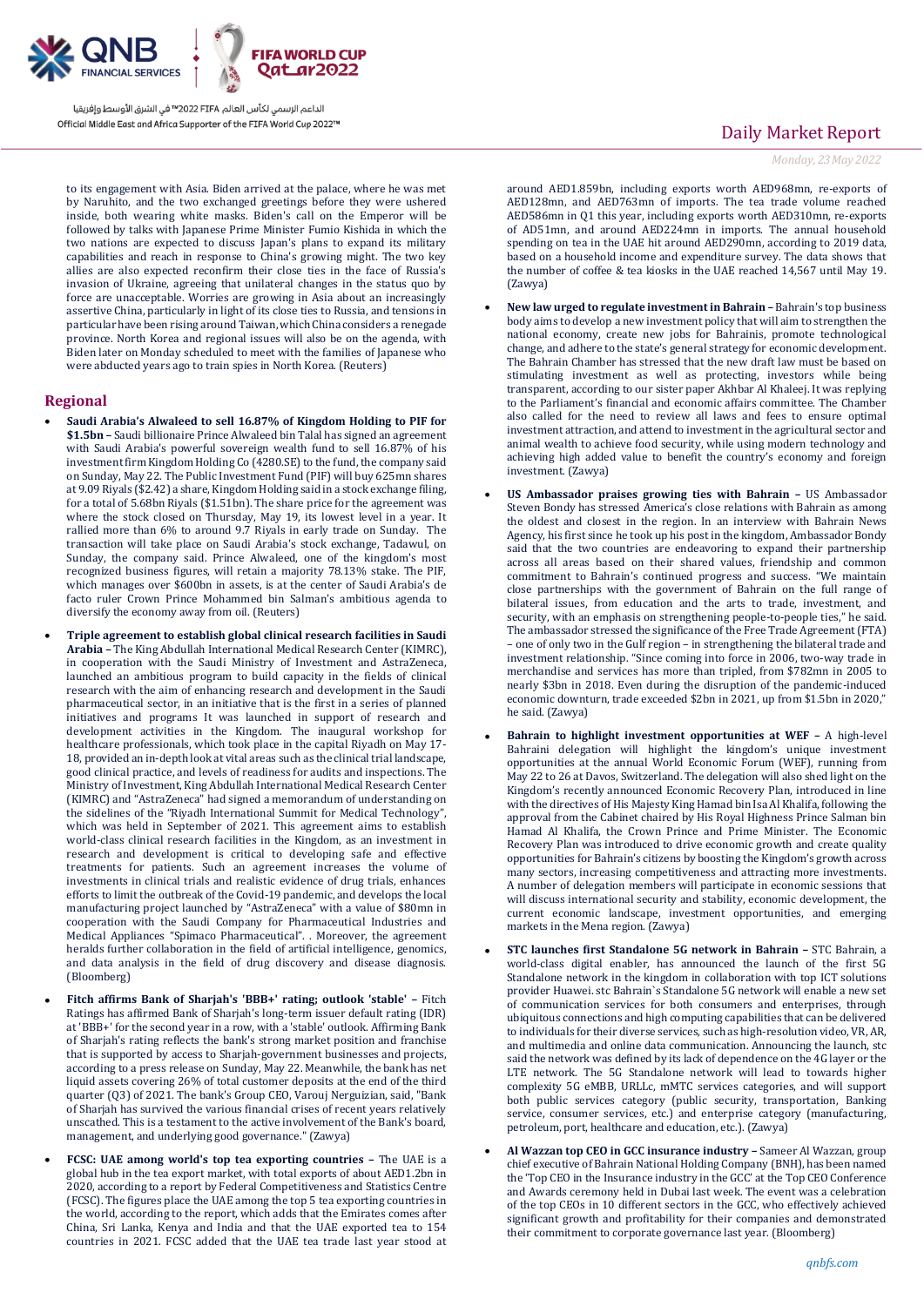to its engagement with Asia. Biden arrived at the palace, where he was met by Naruhito, and the two exchanged greetings before they were ushered inside, both wearing white masks. Biden's call on the Emperor will be followed by talks with Japanese Prime Minister Fumio Kishida in which the two nations are expected to discuss Japan's plans to expand its military capabilities and reach in response to China's growing might. The two key allies are also expected reconfirm their close ties in the face of Russia's invasion of Ukraine, agreeing that unilateral changes in the status quo by force are unacceptable. Worries are growing in Asia about an increasingly assertive China, particularly in light of its close ties to Russia, and tensions in particular have been rising around Taiwan, which China considers a renegade province. North Korea and regional issues will also be on the agenda, with Biden later on Monday scheduled to meet with the families of Japanese who were abducted years ago to train spies in North Korea. (Reuters)

## Regional

- **Saudi Arabia's Alwaleed to sell 16.87% of Kingdom Holding to PIF for $1.5bn –** Saudi billionaire Prince Alwaleed bin Talal has signed an agreement with Saudi Arabia's powerful sovereign wealth fund to sell 16.87% of his investment firm Kingdom Holding Co (4280.SE) to the fund, the company said on Sunday, May 22. The Public Investment Fund (PIF) will buy 625mn shares at 9.09 Riyals ($2.42) a share, Kingdom Holding said in a stock exchange filing, for a total of 5.68bn Riyals ($1.51bn). The share price for the agreement was where the stock closed on Thursday, May 19, its lowest level in a year. It rallied more than 6% to around 9.7 Riyals in early trade on Sunday. The transaction will take place on Saudi Arabia's stock exchange, Tadawul, on Sunday, the company said. Prince Alwaleed, one of the kingdom's most recognized business figures, will retain a majority 78.13% stake. The PIF, which manages over $600bn in assets, is at the center of Saudi Arabia's de facto ruler Crown Prince Mohammed bin Salman's ambitious agenda to diversify the economy away from oil. (Reuters)

- **Triple agreement to establish global clinical research facilities in Saudi Arabia –** The King Abdullah International Medical Research Center (KIMRC), in cooperation with the Saudi Ministry of Investment and AstraZeneca, launched an ambitious program to build capacity in the fields of clinical research with the aim of enhancing research and development in the Saudi pharmaceutical sector, in an initiative that is the first in a series of planned initiatives and programs It was launched in support of research and development activities in the Kingdom. The inaugural workshop for healthcare professionals, which took place in the capital Riyadh on May 17-18, provided an in-depth look at vital areas such as the clinical trial landscape, good clinical practice, and levels of readiness for audits and inspections. The Ministry of Investment, King Abdullah International Medical Research Center (KIMRC) and "AstraZeneca" had signed a memorandum of understanding on the sidelines of the "Riyadh International Summit for Medical Technology", which was held in September of 2021. This agreement aims to establish world-class clinical research facilities in the Kingdom, as an investment in research and development is critical to developing safe and effective treatments for patients. Such an agreement increases the volume of investments in clinical trials and realistic evidence of drug trials, enhances efforts to limit the outbreak of the Covid-19 pandemic, and develops the local manufacturing project launched by "AstraZeneca" with a value of $80mn in cooperation with the Saudi Company for Pharmaceutical Industries and Medical Appliances "Spimaco Pharmaceutical". . Moreover, the agreement heralds further collaboration in the field of artificial intelligence, genomics, and data analysis in the field of drug discovery and disease diagnosis. (Bloomberg)

- **Fitch affirms Bank of Sharjah's 'BBB+' rating; outlook 'stable' –** Fitch Ratings has affirmed Bank of Sharjah's long-term issuer default rating (IDR) at 'BBB+' for the second year in a row, with a 'stable' outlook. Affirming Bank of Sharjah's rating reflects the bank's strong market position and franchise that is supported by access to Sharjah-government businesses and projects, according to a press release on Sunday, May 22. Meanwhile, the bank has net liquid assets covering 26% of total customer deposits at the end of the third quarter (Q3) of 2021. The bank's Group CEO, Varouj Nerguizian, said, "Bank of Sharjah has survived the various financial crises of recent years relatively unscathed. This is a testament to the active involvement of the Bank's board, management, and underlying good governance." (Zawya)

- **FCSC: UAE among world's top tea exporting countries –** The UAE is a global hub in the tea export market, with total exports of about AED1.2bn in 2020, according to a report by Federal Competitiveness and Statistics Centre (FCSC). The figures place the UAE among the top 5 tea exporting countries in the world, according to the report, which adds that the Emirates comes after China, Sri Lanka, Kenya and India and that the UAE exported tea to 154 countries in 2021. FCSC added that the UAE tea trade last year stood at around AED1.859bn, including exports worth AED968mn, re-exports of AED128mn, and AED763mn of imports. The tea trade volume reached AED586mn in Q1 this year, including exports worth AED310mn, re-exports of AD51mn, and around AED224mn in imports. The annual household spending on tea in the UAE hit around AED290mn, according to 2019 data, based on a household income and expenditure survey. The data shows that the number of coffee & tea kiosks in the UAE reached 14,567 until May 19. (Zawya)

- **New law urged to regulate investment in Bahrain –** Bahrain's top business body aims to develop a new investment policy that will aim to strengthen the national economy, create new jobs for Bahrainis, promote technological change, and adhere to the state's general strategy for economic development. The Bahrain Chamber has stressed that the new draft law must be based on stimulating investment as well as protecting, investors while being transparent, according to our sister paper Akhbar Al Khaleej. It was replying to the Parliament's financial and economic affairs committee. The Chamber also called for the need to review all laws and fees to ensure optimal investment attraction, and attend to investment in the agricultural sector and animal wealth to achieve food security, while using modern technology and achieving high added value to benefit the country's economy and foreign investment. (Zawya)

- **US Ambassador praises growing ties with Bahrain –** US Ambassador Steven Bondy has stressed America's close relations with Bahrain as among the oldest and closest in the region. In an interview with Bahrain News Agency, his first since he took up his post in the kingdom, Ambassador Bondy said that the two countries are endeavoring to expand their partnership across all areas based on their shared values, friendship and common commitment to Bahrain's continued progress and success. "We maintain close partnerships with the government of Bahrain on the full range of bilateral issues, from education and the arts to trade, investment, and security, with an emphasis on strengthening people-to-people ties," he said. The ambassador stressed the significance of the Free Trade Agreement (FTA) – one of only two in the Gulf region – in strengthening the bilateral trade and investment relationship. "Since coming into force in 2006, two-way trade in merchandise and services has more than tripled, from $782mn in 2005 to nearly $3bn in 2018. Even during the disruption of the pandemic-induced economic downturn, trade exceeded $2bn in 2021, up from $1.5bn in 2020," he said. (Zawya)

- **Bahrain to highlight investment opportunities at WEF –** A high-level Bahraini delegation will highlight the kingdom's unique investment opportunities at the annual World Economic Forum (WEF), running from May 22 to 26 at Davos, Switzerland. The delegation will also shed light on the Kingdom's recently announced Economic Recovery Plan, introduced in line with the directives of His Majesty King Hamad bin Isa Al Khalifa, following the approval from the Cabinet chaired by His Royal Highness Prince Salman bin Hamad Al Khalifa, the Crown Prince and Prime Minister. The Economic Recovery Plan was introduced to drive economic growth and create quality opportunities for Bahrain's citizens by boosting the Kingdom's growth across many sectors, increasing competitiveness and attracting more investments. A number of delegation members will participate in economic sessions that will discuss international security and stability, economic development, the current economic landscape, investment opportunities, and emerging markets in the Mena region. (Zawya)

- **STC launches first Standalone 5G network in Bahrain –** STC Bahrain, a world-class digital enabler, has announced the launch of the first 5G Standalone network in the kingdom in collaboration with top ICT solutions provider Huawei. stc Bahrain`s Standalone 5G network will enable a new set of communication services for both consumers and enterprises, through ubiquitous connections and high computing capabilities that can be delivered to individuals for their diverse services, such as high-resolution video, VR, AR, and multimedia and online data communication. Announcing the launch, stc said the network was defined by its lack of dependence on the 4G layer or the LTE network. The 5G Standalone network will lead to towards higher complexity 5G eMBB, URLLc, mMTC services categories, and will support both public services category (public security, transportation, Banking service, consumer services, etc.) and enterprise category (manufacturing, petroleum, port, healthcare and education, etc.). (Zawya)

- **Al Wazzan top CEO in GCC insurance industry –** Sameer Al Wazzan, group chief executive of Bahrain National Holding Company (BNH), has been named the 'Top CEO in the Insurance industry in the GCC' at the Top CEO Conference and Awards ceremony held in Dubai last week. The event was a celebration of the top CEOs in 10 different sectors in the GCC, who effectively achieved significant growth and profitability for their companies and demonstrated their commitment to corporate governance last year. (Bloomberg)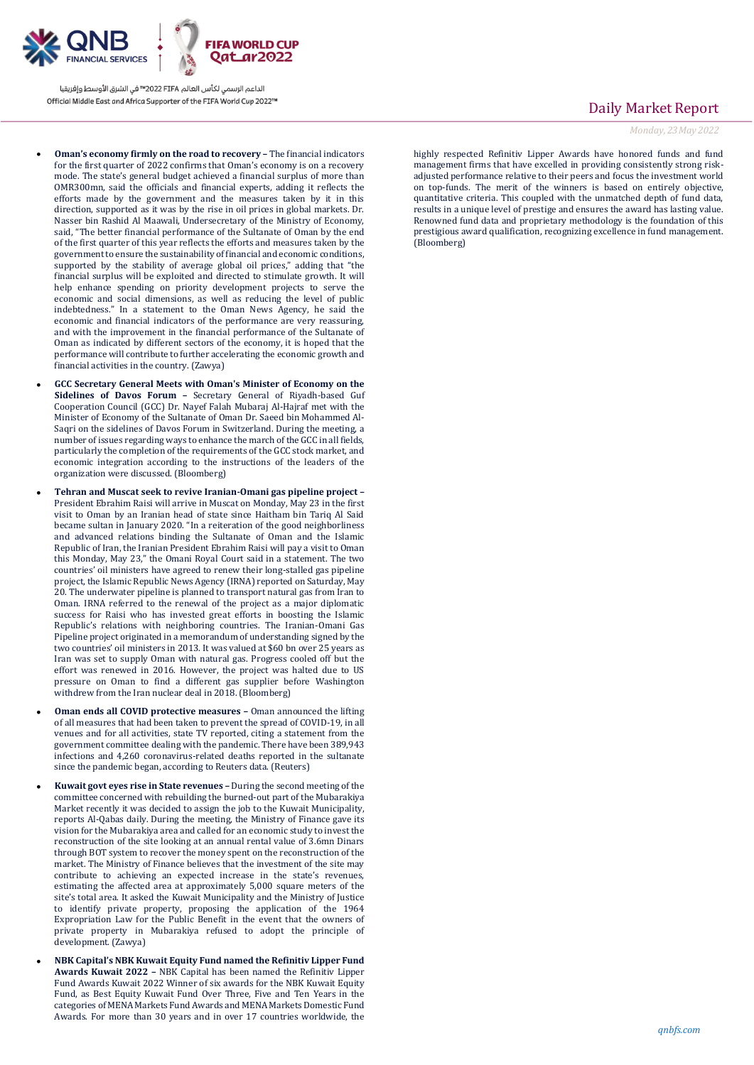- **Oman's economy firmly on the road to recovery –** The financial indicators for the first quarter of 2022 confirms that Oman's economy is on a recovery mode. The state's general budget achieved a financial surplus of more than OMR300mn, said the officials and financial experts, adding it reflects the efforts made by the government and the measures taken by it in this direction, supported as it was by the rise in oil prices in global markets. Dr. Nasser bin Rashid Al Maawali, Undersecretary of the Ministry of Economy, said, "The better financial performance of the Sultanate of Oman by the end of the first quarter of this year reflects the efforts and measures taken by the government to ensure the sustainability of financial and economic conditions, supported by the stability of average global oil prices," adding that "the financial surplus will be exploited and directed to stimulate growth. It will help enhance spending on priority development projects to serve the economic and social dimensions, as well as reducing the level of public indebtedness." In a statement to the Oman News Agency, he said the economic and financial indicators of the performance are very reassuring, and with the improvement in the financial performance of the Sultanate of Oman as indicated by different sectors of the economy, it is hoped that the performance will contribute to further accelerating the economic growth and financial activities in the country. (Zawya)
- **GCC Secretary General Meets with Oman's Minister of Economy on the Sidelines of Davos Forum –** Secretary General of Riyadh-based Guf Cooperation Council (GCC) Dr. Nayef Falah Mubaraj Al-Hajraf met with the Minister of Economy of the Sultanate of Oman Dr. Saeed bin Mohammed Al-Saqri on the sidelines of Davos Forum in Switzerland. During the meeting, a number of issues regarding ways to enhance the march of the GCC in all fields, particularly the completion of the requirements of the GCC stock market, and economic integration according to the instructions of the leaders of the organization were discussed. (Bloomberg)
- **Tehran and Muscat seek to revive Iranian-Omani gas pipeline project –** President Ebrahim Raisi will arrive in Muscat on Monday, May 23 in the first visit to Oman by an Iranian head of state since Haitham bin Tariq Al Said became sultan in January 2020. "In a reiteration of the good neighborliness and advanced relations binding the Sultanate of Oman and the Islamic Republic of Iran, the Iranian President Ebrahim Raisi will pay a visit to Oman this Monday, May 23," the Omani Royal Court said in a statement. The two countries' oil ministers have agreed to renew their long-stalled gas pipeline project, the Islamic Republic News Agency (IRNA) reported on Saturday, May 20. The underwater pipeline is planned to transport natural gas from Iran to Oman. IRNA referred to the renewal of the project as a major diplomatic success for Raisi who has invested great efforts in boosting the Islamic Republic's relations with neighboring countries. The Iranian-Omani Gas Pipeline project originated in a memorandum of understanding signed by the two countries' oil ministers in 2013. It was valued at $60 bn over 25 years as Iran was set to supply Oman with natural gas. Progress cooled off but the effort was renewed in 2016. However, the project was halted due to US pressure on Oman to find a different gas supplier before Washington withdrew from the Iran nuclear deal in 2018. (Bloomberg)
- **Oman ends all COVID protective measures –** Oman announced the lifting of all measures that had been taken to prevent the spread of COVID-19, in all venues and for all activities, state TV reported, citing a statement from the government committee dealing with the pandemic. There have been 389,943 infections and 4,260 coronavirus-related deaths reported in the sultanate since the pandemic began, according to Reuters data. (Reuters)
- **Kuwait govt eyes rise in State revenues –** During the second meeting of the committee concerned with rebuilding the burned-out part of the Mubarakiya Market recently it was decided to assign the job to the Kuwait Municipality, reports Al-Qabas daily. During the meeting, the Ministry of Finance gave its vision for the Mubarakiya area and called for an economic study to invest the reconstruction of the site looking at an annual rental value of 3.6mn Dinars through BOT system to recover the money spent on the reconstruction of the market. The Ministry of Finance believes that the investment of the site may contribute to achieving an expected increase in the state's revenues, estimating the affected area at approximately 5,000 square meters of the site's total area. It asked the Kuwait Municipality and the Ministry of Justice to identify private property, proposing the application of the 1964 Expropriation Law for the Public Benefit in the event that the owners of private property in Mubarakiya refused to adopt the principle of development. (Zawya)
- **NBK Capital's NBK Kuwait Equity Fund named the Refinitiv Lipper Fund Awards Kuwait 2022 –** NBK Capital has been named the Refinitiv Lipper Fund Awards Kuwait 2022 Winner of six awards for the NBK Kuwait Equity Fund, as Best Equity Kuwait Fund Over Three, Five and Ten Years in the categories of MENA Markets Fund Awards and MENA Markets Domestic Fund Awards. For more than 30 years and in over 17 countries worldwide, the highly respected Refinitiv Lipper Awards have honored funds and fund management firms that have excelled in providing consistently strong risk-adjusted performance relative to their peers and focus the investment world on top-funds. The merit of the winners is based on entirely objective, quantitative criteria. This coupled with the unmatched depth of fund data, results in a unique level of prestige and ensures the award has lasting value. Renowned fund data and proprietary methodology is the foundation of this prestigious award qualification, recognizing excellence in fund management. (Bloomberg)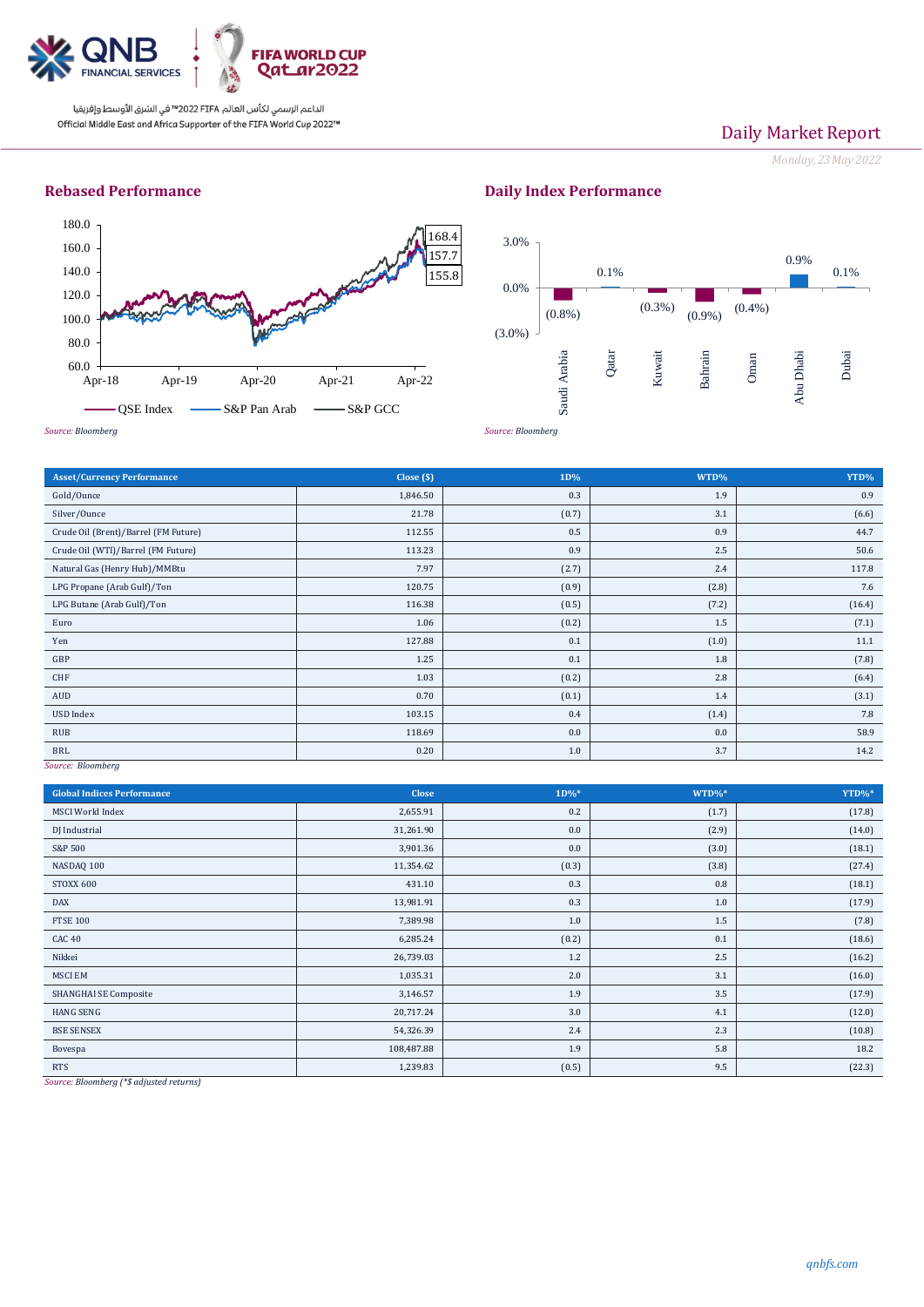Daily Market Report

*Monday, 23 May 2022*

## Rebased Performance

*Source: Bloomberg*

## Daily Index Performance

*Source: Bloomberg*

| Asset/Currency Performance | Close ($) | 1D% | WTD% | YTD% |
|---|---|---|---|---|
| Gold/Ounce | 1,846.50 | 0.3 | 1.9 | 0.9 |
| Silver/Ounce | 21.78 | (0.7) | 3.1 | (6.6) |
| Crude Oil (Brent)/Barrel (FM Future) | 112.55 | 0.5 | 0.9 | 44.7 |
| Crude Oil (WTI)/Barrel (FM Future) | 113.23 | 0.9 | 2.5 | 50.6 |
| Natural Gas (Henry Hub)/MMBtu | 7.97 | (2.7) | 2.4 | 117.8 |
| LPG Propane (Arab Gulf)/Ton | 120.75 | (0.9) | (2.8) | 7.6 |
| LPG Butane (Arab Gulf)/Ton | 116.38 | (0.5) | (7.2) | (16.4) |
| Euro | 1.06 | (0.2) | 1.5 | (7.1) |
| Yen | 127.88 | 0.1 | (1.0) | 11.1 |
| GBP | 1.25 | 0.1 | 1.8 | (7.8) |
| CHF | 1.03 | (0.2) | 2.8 | (6.4) |
| AUD | 0.70 | (0.1) | 1.4 | (3.1) |
| USD Index | 103.15 | 0.4 | (1.4) | 7.8 |
| RUB | 118.69 | 0.0 | 0.0 | 58.9 |
| BRL | 0.20 | 1.0 | 3.7 | 14.2 |

*Source: Bloomberg*

| Global Indices Performance | Close | 1D%* | WTD%* | YTD%* |
|---|---|---|---|---|
| MSCI World Index | 2,655.91 | 0.2 | (1.7) | (17.8) |
| DJ Industrial | 31,261.90 | 0.0 | (2.9) | (14.0) |
| S&P 500 | 3,901.36 | 0.0 | (3.0) | (18.1) |
| NASDAQ 100 | 11,354.62 | (0.3) | (3.8) | (27.4) |
| STOXX 600 | 431.10 | 0.3 | 0.8 | (18.1) |
| DAX | 13,981.91 | 0.3 | 1.0 | (17.9) |
| FTSE 100 | 7,389.98 | 1.0 | 1.5 | (7.8) |
| CAC 40 | 6,285.24 | (0.2) | 0.1 | (18.6) |
| Nikkei | 26,739.03 | 1.2 | 2.5 | (16.2) |
| MSCI EM | 1,035.31 | 2.0 | 3.1 | (16.0) |
| SHANGHAI SE Composite | 3,146.57 | 1.9 | 3.5 | (17.9) |
| HANG SENG | 20,717.24 | 3.0 | 4.1 | (12.0) |
| BSE SENSEX | 54,326.39 | 2.4 | 2.3 | (10.8) |
| Bovespa | 108,487.88 | 1.9 | 5.8 | 18.2 |
| RTS | 1,239.83 | (0.5) | 9.5 | (22.3) |

*Source: Bloomberg (*$ adjusted returns)*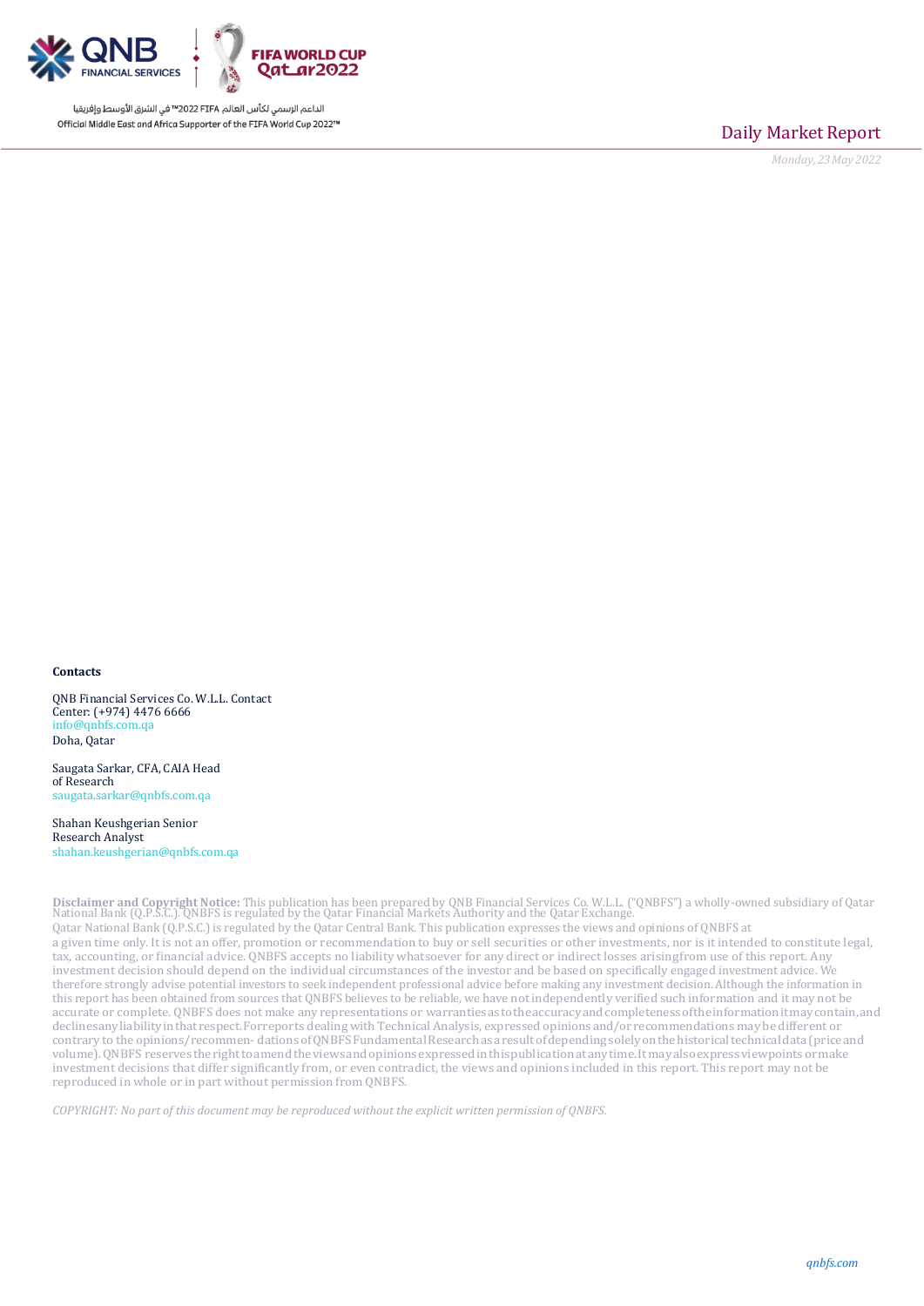**Contacts**

QNB Financial Services Co. W.L.L. Contact Center: (+974) 4476 6666
info@qnbfs.com.qa
Doha, Qatar

Saugata Sarkar, CFA, CAIA Head of Research
saugata.sarkar@qnbfs.com.qa

Shahan Keushgerian Senior Research Analyst
shahan.keushgerian@qnbfs.com.qa

**Disclaimer and Copyright Notice:** This publication has been prepared by QNB Financial Services Co. W.L.L. ("QNBFS") a wholly-owned subsidiary of Qatar National Bank (Q.P.S.C.). QNBFS is regulated by the Qatar Financial Markets Authority and the Qatar Exchange. Qatar National Bank (Q.P.S.C.) is regulated by the Qatar Central Bank. This publication expresses the views and opinions of QNBFS at a given time only. It is not an offer, promotion or recommendation to buy or sell securities or other investments, nor is it intended to constitute legal, tax, accounting, or financial advice. QNBFS accepts no liability whatsoever for any direct or indirect losses arising from use of this report. Any investment decision should depend on the individual circumstances of the investor and be based on specifically engaged investment advice. We therefore strongly advise potential investors to seek independent professional advice before making any investment decision. Although the information in this report has been obtained from sources that QNBFS believes to be reliable, we have not independently verified such information and it may not be accurate or complete. QNBFS does not make any representations or warranties as to the accuracy and completeness of the information it may contain, and declines any liability in that respect. For reports dealing with Technical Analysis, expressed opinions and/or recommendations may be different or contrary to the opinions/recommendations of QNBFS Fundamental Research as a result of depending solely on the historical technical data (price and volume). QNBFS reserves the right to amend the views and opinions expressed in this publication at any time. It may also express viewpoints or make investment decisions that differ significantly from, or even contradict, the views and opinions included in this report. This report may not be reproduced in whole or in part without permission from QNBFS.

*COPYRIGHT: No part of this document may be reproduced without the explicit written permission of QNBFS.*